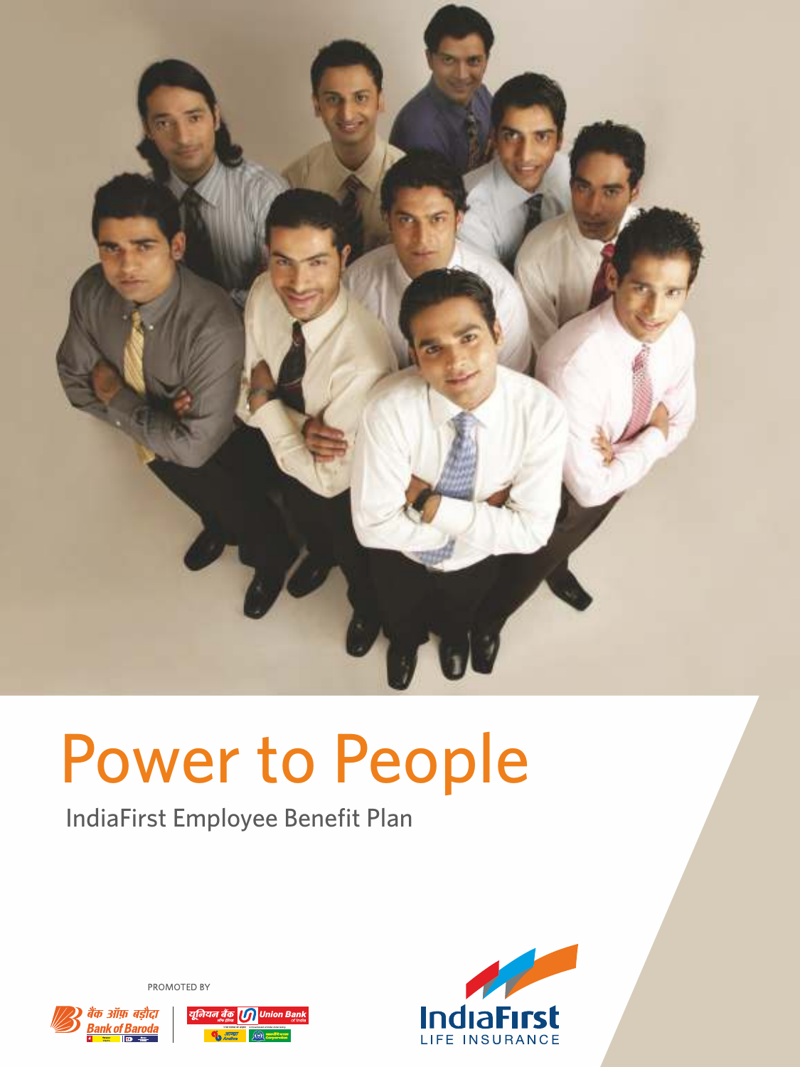# Power to People

IndiaFirst Employee Benefit Plan

PROMOTED BY

बैंक ऑफ़ बड़ौदा Bank of Baroda

यूनियन बैंक Union Bank of India

IndiaFirst LIFE INSURANCE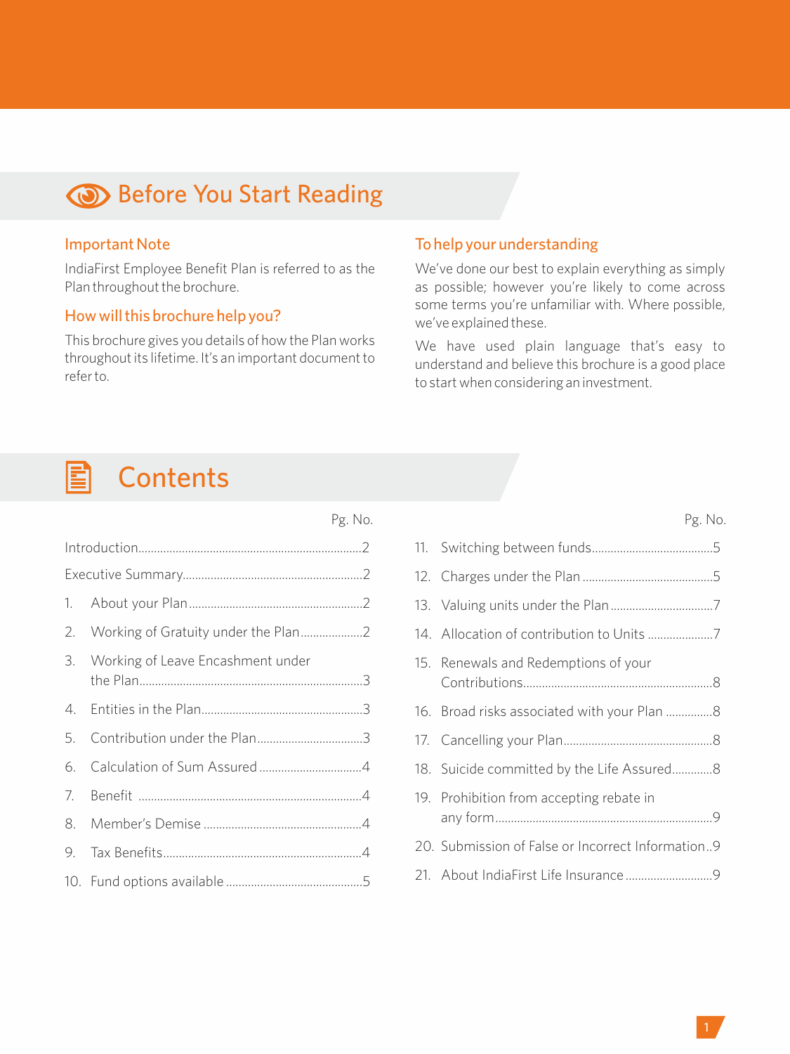# Before You Start Reading

### Important Note

IndiaFirst Employee Benefit Plan is referred to as the Plan throughout the brochure.

### How will this brochure help you?

This brochure gives you details of how the Plan works throughout its lifetime. It's an important document to refer to.

### To help your understanding

We've done our best to explain everything as simply as possible; however you're likely to come across some terms you're unfamiliar with. Where possible, we've explained these.

We have used plain language that's easy to understand and believe this brochure is a good place to start when considering an investment.

# Contents

| | Pg. No. |
|---|---|
| Introduction | 2 |
| Executive Summary | 2 |
| 1. About your Plan | 2 |
| 2. Working of Gratuity under the Plan | 2 |
| 3. Working of Leave Encashment under the Plan | 3 |
| 4. Entities in the Plan | 3 |
| 5. Contribution under the Plan | 3 |
| 6. Calculation of Sum Assured | 4 |
| 7. Benefit | 4 |
| 8. Member's Demise | 4 |
| 9. Tax Benefits | 4 |
| 10. Fund options available | 5 |
| 11. Switching between funds | 5 |
| 12. Charges under the Plan | 5 |
| 13. Valuing units under the Plan | 7 |
| 14. Allocation of contribution to Units | 7 |
| 15. Renewals and Redemptions of your Contributions | 8 |
| 16. Broad risks associated with your Plan | 8 |
| 17. Cancelling your Plan | 8 |
| 18. Suicide committed by the Life Assured | 8 |
| 19. Prohibition from accepting rebate in any form | 9 |
| 20. Submission of False or Incorrect Information | 9 |
| 21. About IndiaFirst Life Insurance | 9 |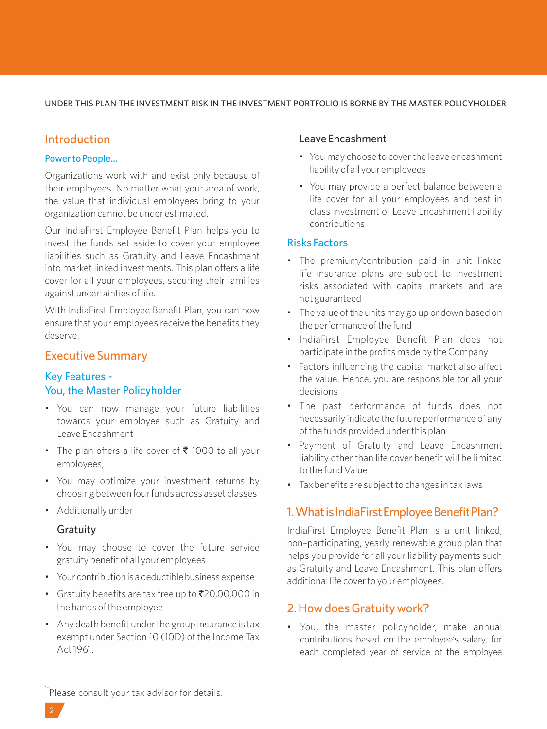UNDER THIS PLAN THE INVESTMENT RISK IN THE INVESTMENT PORTFOLIO IS BORNE BY THE MASTER POLICYHOLDER

## Introduction

### Power to People...

Organizations work with and exist only because of their employees. No matter what your area of work, the value that individual employees bring to your organization cannot be under estimated.

Our IndiaFirst Employee Benefit Plan helps you to invest the funds set aside to cover your employee liabilities such as Gratuity and Leave Encashment into market linked investments. This plan offers a life cover for all your employees, securing their families against uncertainties of life.

With IndiaFirst Employee Benefit Plan, you can now ensure that your employees receive the benefits they deserve.

## Executive Summary

### Key Features - You, the Master Policyholder

- You can now manage your future liabilities towards your employee such as Gratuity and Leave Encashment
- The plan offers a life cover of ₹ 1000 to all your employees,
- You may optimize your investment returns by choosing between four funds across asset classes
- Additionally under

#### Gratuity

- You may choose to cover the future service gratuity benefit of all your employees
- Your contribution is a deductible business expense
- Gratuity benefits are tax free up to ₹20,00,000 in the hands of the employee
- Any death benefit under the group insurance is tax exempt under Section 10 (10D) of the Income Tax Act 1961.

#### Leave Encashment

- You may choose to cover the leave encashment liability of all your employees
- You may provide a perfect balance between a life cover for all your employees and best in class investment of Leave Encashment liability contributions

### Risks Factors

- The premium/contribution paid in unit linked life insurance plans are subject to investment risks associated with capital markets and are not guaranteed
- The value of the units may go up or down based on the performance of the fund
- IndiaFirst Employee Benefit Plan does not participate in the profits made by the Company
- Factors influencing the capital market also affect the value. Hence, you are responsible for all your decisions
- The past performance of funds does not necessarily indicate the future performance of any of the funds provided under this plan
- Payment of Gratuity and Leave Encashment liability other than life cover benefit will be limited to the fund Value
- Tax benefits are subject to changes in tax laws

## 1. What is IndiaFirst Employee Benefit Plan?

IndiaFirst Employee Benefit Plan is a unit linked, non-participating, yearly renewable group plan that helps you provide for all your liability payments such as Gratuity and Leave Encashment. This plan offers additional life cover to your employees.

## 2. How does Gratuity work?

- You, the master policyholder, make annual contributions based on the employee's salary, for each completed year of service of the employee

[1*]Please consult your tax advisor for details.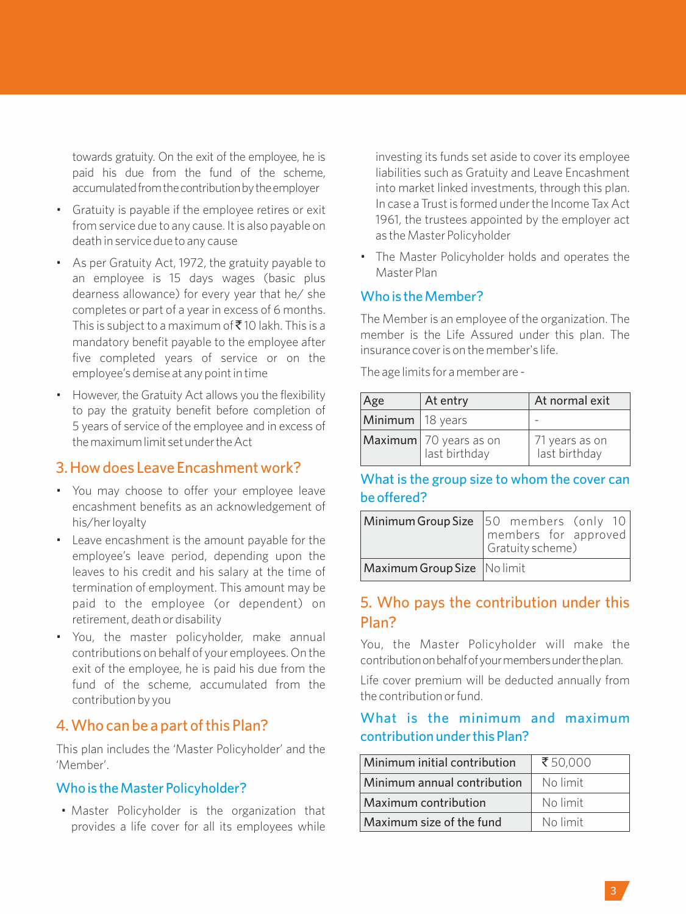towards gratuity. On the exit of the employee, he is paid his due from the fund of the scheme, accumulated from the contribution by the employer

- Gratuity is payable if the employee retires or exit from service due to any cause. It is also payable on death in service due to any cause
- As per Gratuity Act, 1972, the gratuity payable to an employee is 15 days wages (basic plus dearness allowance) for every year that he/ she completes or part of a year in excess of 6 months. This is subject to a maximum of ₹10 lakh. This is a mandatory benefit payable to the employee after five completed years of service or on the employee's demise at any point in time
- However, the Gratuity Act allows you the flexibility to pay the gratuity benefit before completion of 5 years of service of the employee and in excess of the maximum limit set under the Act

## 3. How does Leave Encashment work?

- You may choose to offer your employee leave encashment benefits as an acknowledgement of his/her loyalty
- Leave encashment is the amount payable for the employee's leave period, depending upon the leaves to his credit and his salary at the time of termination of employment. This amount may be paid to the employee (or dependent) on retirement, death or disability
- You, the master policyholder, make annual contributions on behalf of your employees. On the exit of the employee, he is paid his due from the fund of the scheme, accumulated from the contribution by you

## 4. Who can be a part of this Plan?

This plan includes the 'Master Policyholder' and the 'Member'.

### Who is the Master Policyholder?

- Master Policyholder is the organization that provides a life cover for all its employees while investing its funds set aside to cover its employee liabilities such as Gratuity and Leave Encashment into market linked investments, through this plan. In case a Trust is formed under the Income Tax Act 1961, the trustees appointed by the employer act as the Master Policyholder
- The Master Policyholder holds and operates the Master Plan

### Who is the Member?

The Member is an employee of the organization. The member is the Life Assured under this plan. The insurance cover is on the member's life.

The age limits for a member are -

| Age | At entry | At normal exit |
|---|---|---|
| Minimum | 18 years | - |
| Maximum | 70 years as on last birthday | 71 years as on last birthday |

### What is the group size to whom the cover can be offered?

| Minimum Group Size | 50 members (only 10 members for approved Gratuity scheme) |
|---|---|
| Maximum Group Size | No limit |

## 5. Who pays the contribution under this Plan?

You, the Master Policyholder will make the contribution on behalf of your members under the plan.

Life cover premium will be deducted annually from the contribution or fund.

### What is the minimum and maximum contribution under this Plan?

| Minimum initial contribution | ₹50,000 |
|---|---|
| Minimum annual contribution | No limit |
| Maximum contribution | No limit |
| Maximum size of the fund | No limit |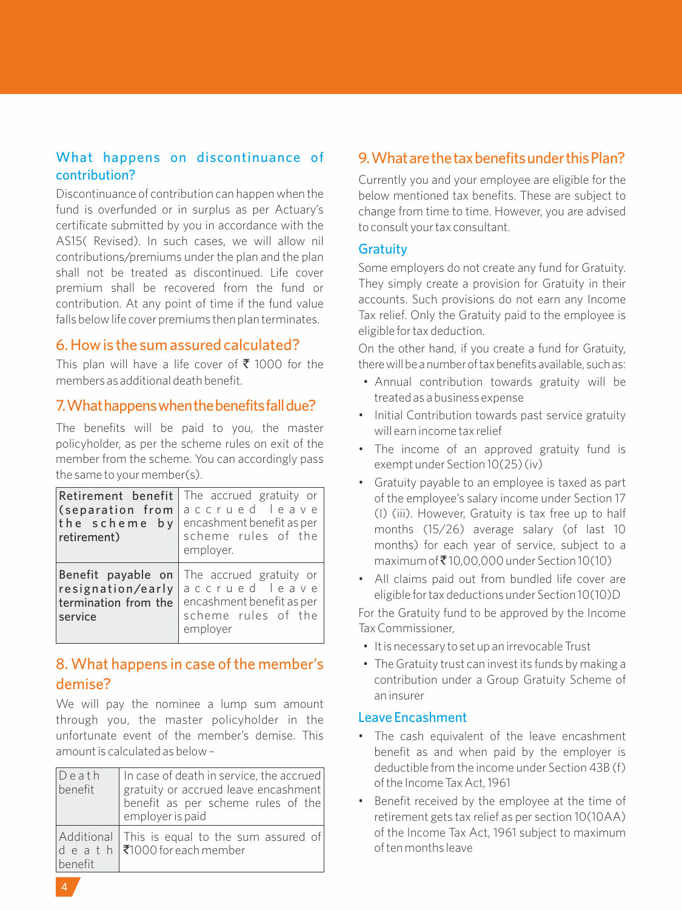## What happens on discontinuance of contribution?

Discontinuance of contribution can happen when the fund is overfunded or in surplus as per Actuary's certificate submitted by you in accordance with the AS15( Revised). In such cases, we will allow nil contributions/premiums under the plan and the plan shall not be treated as discontinued. Life cover premium shall be recovered from the fund or contribution. At any point of time if the fund value falls below life cover premiums then plan terminates.

## 6. How is the sum assured calculated?

This plan will have a life cover of ₹ 1000 for the members as additional death benefit.

## 7. What happens when the benefits fall due?

The benefits will be paid to you, the master policyholder, as per the scheme rules on exit of the member from the scheme. You can accordingly pass the same to your member(s).

| | |
|---|---|
| Retirement benefit (separation from the scheme by retirement) | The accrued gratuity or accrued leave encashment benefit as per scheme rules of the employer. |
| Benefit payable on resignation/early termination from the service | The accrued gratuity or accrued leave encashment benefit as per scheme rules of the employer |

## 8. What happens in case of the member's demise?

We will pay the nominee a lump sum amount through you, the master policyholder in the unfortunate event of the member's demise. This amount is calculated as below –

| | |
|---|---|
| Death benefit | In case of death in service, the accrued gratuity or accrued leave encashment benefit as per scheme rules of the employer is paid |
| Additional death benefit | This is equal to the sum assured of ₹1000 for each member |

## 9. What are the tax benefits under this Plan?

Currently you and your employee are eligible for the below mentioned tax benefits. These are subject to change from time to time. However, you are advised to consult your tax consultant.

### Gratuity

Some employers do not create any fund for Gratuity. They simply create a provision for Gratuity in their accounts. Such provisions do not earn any Income Tax relief. Only the Gratuity paid to the employee is eligible for tax deduction.

On the other hand, if you create a fund for Gratuity, there will be a number of tax benefits available, such as:

- Annual contribution towards gratuity will be treated as a business expense
- Initial Contribution towards past service gratuity will earn income tax relief
- The income of an approved gratuity fund is exempt under Section 10(25) (iv)
- Gratuity payable to an employee is taxed as part of the employee's salary income under Section 17 (I) (iii). However, Gratuity is tax free up to half months (15/26) average salary (of last 10 months) for each year of service, subject to a maximum of ₹10,00,000 under Section 10(10)
- All claims paid out from bundled life cover are eligible for tax deductions under Section 10(10)D

For the Gratuity fund to be approved by the Income Tax Commissioner,

- It is necessary to set up an irrevocable Trust
- The Gratuity trust can invest its funds by making a contribution under a Group Gratuity Scheme of an insurer

### Leave Encashment

- The cash equivalent of the leave encashment benefit as and when paid by the employer is deductible from the income under Section 43B (f) of the Income Tax Act, 1961
- Benefit received by the employee at the time of retirement gets tax relief as per section 10(10AA) of the Income Tax Act, 1961 subject to maximum of ten months leave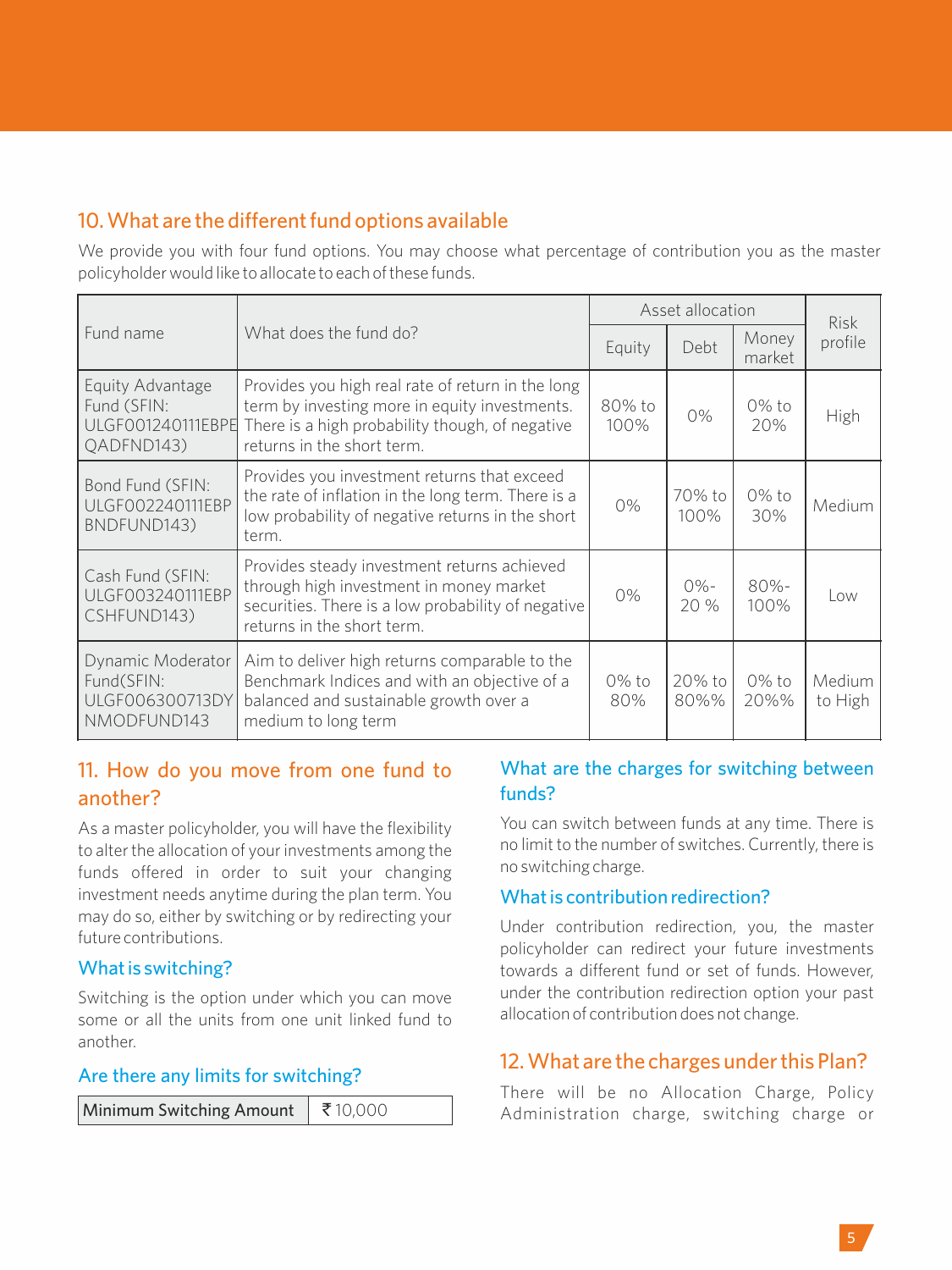## 10. What are the different fund options available

We provide you with four fund options. You may choose what percentage of contribution you as the master policyholder would like to allocate to each of these funds.

| Fund name | What does the fund do? | Asset allocation | | | Risk profile |
|---|---|---|---|---|---|
| | | Equity | Debt | Money market | |
| Equity Advantage Fund (SFIN: ULGF001240111EBPEQADFND143) | Provides you high real rate of return in the long term by investing more in equity investments. There is a high probability though, of negative returns in the short term. | 80% to 100% | 0% | 0% to 20% | High |
| Bond Fund (SFIN: ULGF002240111EBPBNDFUND143) | Provides you investment returns that exceed the rate of inflation in the long term. There is a low probability of negative returns in the short term. | 0% | 70% to 100% | 0% to 30% | Medium |
| Cash Fund (SFIN: ULGF003240111EBPCSHFUND143) | Provides steady investment returns achieved through high investment in money market securities. There is a low probability of negative returns in the short term. | 0% | 0%-20 % | 80%-100% | Low |
| Dynamic Moderator Fund(SFIN: ULGF006300713DYNMODFUND143 | Aim to deliver high returns comparable to the Benchmark Indices and with an objective of a balanced and sustainable growth over a medium to long term | 0% to 80% | 20% to 80%% | 0% to 20%% | Medium to High |

## 11. How do you move from one fund to another?

As a master policyholder, you will have the flexibility to alter the allocation of your investments among the funds offered in order to suit your changing investment needs anytime during the plan term. You may do so, either by switching or by redirecting your future contributions.

### What is switching?

Switching is the option under which you can move some or all the units from one unit linked fund to another.

### Are there any limits for switching?

| Minimum Switching Amount | ₹ 10,000 |
|---|---|

### What are the charges for switching between funds?

You can switch between funds at any time. There is no limit to the number of switches. Currently, there is no switching charge.

### What is contribution redirection?

Under contribution redirection, you, the master policyholder can redirect your future investments towards a different fund or set of funds. However, under the contribution redirection option your past allocation of contribution does not change.

## 12. What are the charges under this Plan?

There will be no Allocation Charge, Policy Administration charge, switching charge or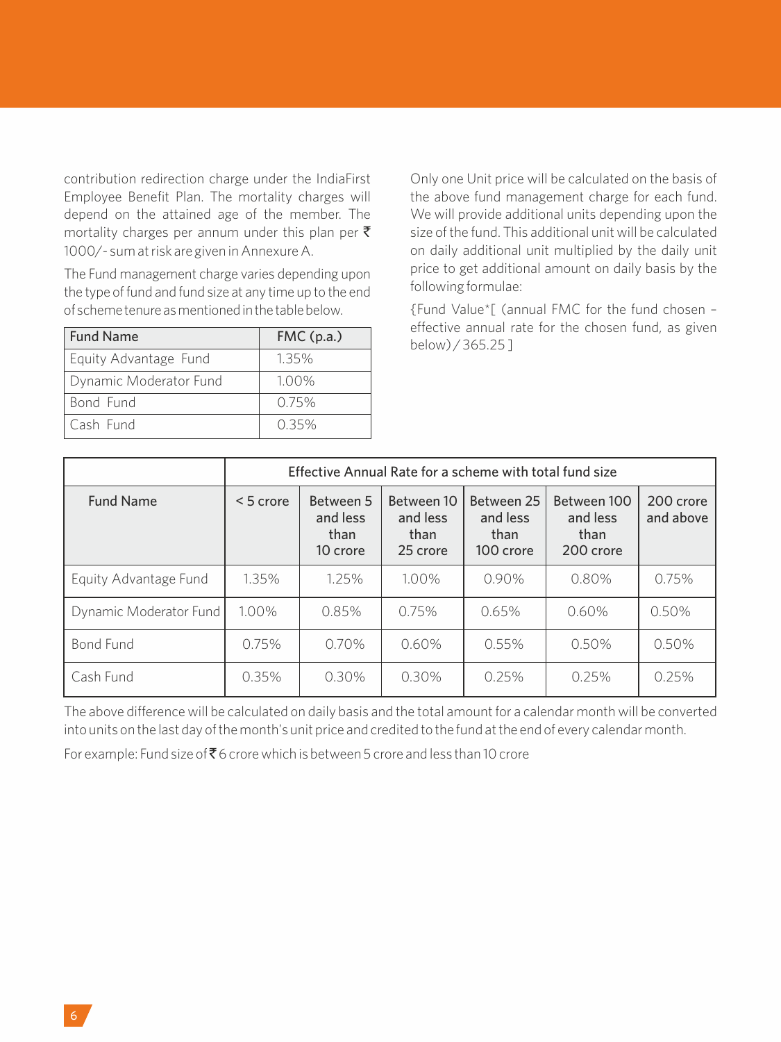contribution redirection charge under the IndiaFirst Employee Benefit Plan. The mortality charges will depend on the attained age of the member. The mortality charges per annum under this plan per ₹ 1000/- sum at risk are given in Annexure A.

The Fund management charge varies depending upon the type of fund and fund size at any time up to the end of scheme tenure as mentioned in the table below.

| Fund Name | FMC (p.a.) |
|---|---|
| Equity Advantage Fund | 1.35% |
| Dynamic Moderator Fund | 1.00% |
| Bond Fund | 0.75% |
| Cash Fund | 0.35% |

Only one Unit price will be calculated on the basis of the above fund management charge for each fund. We will provide additional units depending upon the size of the fund. This additional unit will be calculated on daily additional unit multiplied by the daily unit price to get additional amount on daily basis by the following formulae:

{Fund Value*[ (annual FMC for the fund chosen – effective annual rate for the chosen fund, as given below) / 365.25 ]

| | Effective Annual Rate for a scheme with total fund size | | | | | |
|---|---|---|---|---|---|---|
| Fund Name | < 5 crore | Between 5 and less than 10 crore | Between 10 and less than 25 crore | Between 25 and less than 100 crore | Between 100 and less than 200 crore | 200 crore and above |
| Equity Advantage Fund | 1.35% | 1.25% | 1.00% | 0.90% | 0.80% | 0.75% |
| Dynamic Moderator Fund | 1.00% | 0.85% | 0.75% | 0.65% | 0.60% | 0.50% |
| Bond Fund | 0.75% | 0.70% | 0.60% | 0.55% | 0.50% | 0.50% |
| Cash Fund | 0.35% | 0.30% | 0.30% | 0.25% | 0.25% | 0.25% |

The above difference will be calculated on daily basis and the total amount for a calendar month will be converted into units on the last day of the month's unit price and credited to the fund at the end of every calendar month.

For example: Fund size of ₹ 6 crore which is between 5 crore and less than 10 crore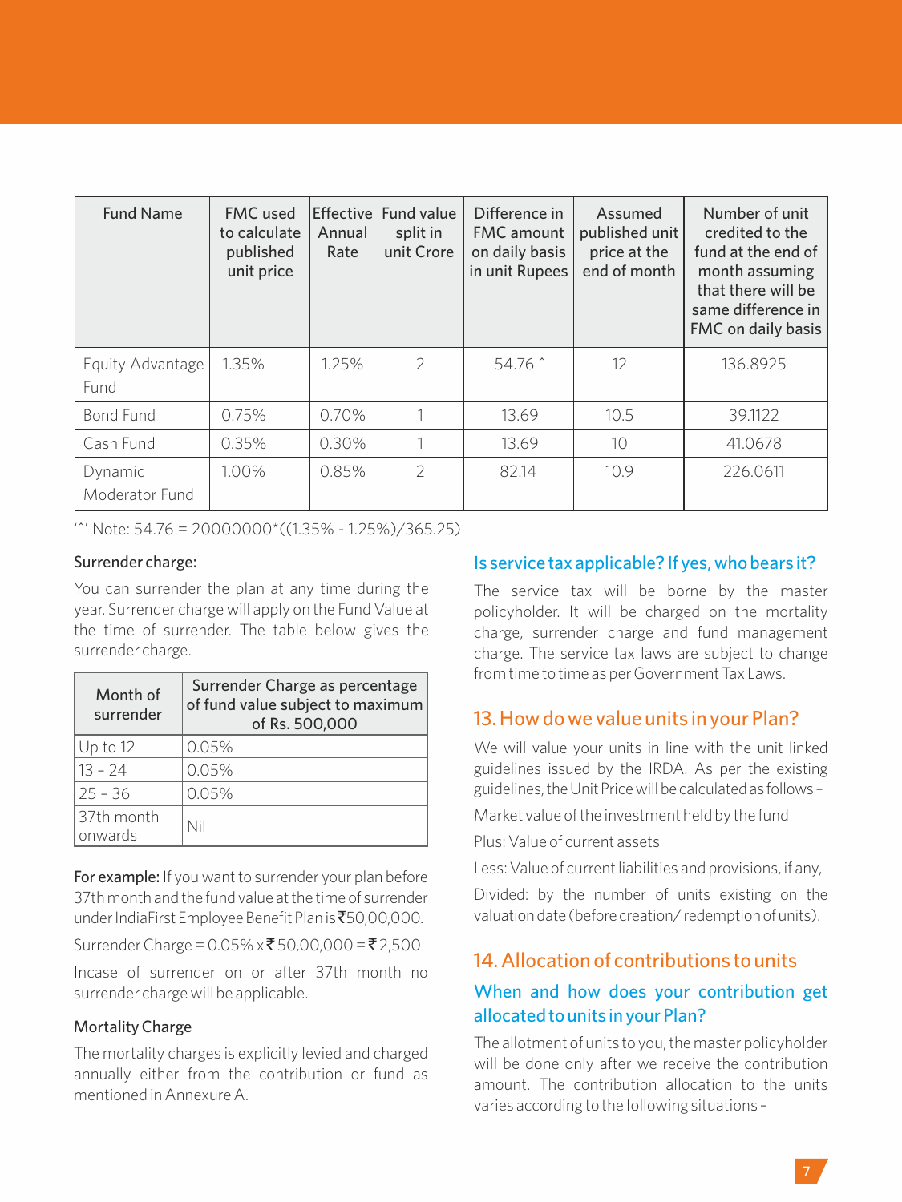| Fund Name | FMC used to calculate published unit price | Effective Annual Rate | Fund value split in unit Crore | Difference in FMC amount on daily basis in unit Rupees | Assumed published unit price at the end of month | Number of unit credited to the fund at the end of month assuming that there will be same difference in FMC on daily basis |
|---|---|---|---|---|---|---|
| Equity Advantage Fund | 1.35% | 1.25% | 2 | 54.76 ^ | 12 | 136.8925 |
| Bond Fund | 0.75% | 0.70% | 1 | 13.69 | 10.5 | 39.1122 |
| Cash Fund | 0.35% | 0.30% | 1 | 13.69 | 10 | 41.0678 |
| Dynamic Moderator Fund | 1.00% | 0.85% | 2 | 82.14 | 10.9 | 226.0611 |

'^' Note: 54.76 = 20000000*((1.35% - 1.25%)/365.25)

### Surrender charge:

You can surrender the plan at any time during the year. Surrender charge will apply on the Fund Value at the time of surrender. The table below gives the surrender charge.

| Month of surrender | Surrender Charge as percentage of fund value subject to maximum of Rs. 500,000 |
|---|---|
| Up to 12 | 0.05% |
| 13 - 24 | 0.05% |
| 25 - 36 | 0.05% |
| 37th month onwards | Nil |

**For example:** If you want to surrender your plan before 37th month and the fund value at the time of surrender under IndiaFirst Employee Benefit Plan is ₹50,00,000.

Surrender Charge = 0.05% x ₹ 50,00,000 = ₹ 2,500

Incase of surrender on or after 37th month no surrender charge will be applicable.

### Mortality Charge

The mortality charges is explicitly levied and charged annually either from the contribution or fund as mentioned in Annexure A.

### Is service tax applicable? If yes, who bears it?

The service tax will be borne by the master policyholder. It will be charged on the mortality charge, surrender charge and fund management charge. The service tax laws are subject to change from time to time as per Government Tax Laws.

## 13. How do we value units in your Plan?

We will value your units in line with the unit linked guidelines issued by the IRDA. As per the existing guidelines, the Unit Price will be calculated as follows –

Market value of the investment held by the fund

Plus: Value of current assets

Less: Value of current liabilities and provisions, if any,

Divided: by the number of units existing on the valuation date (before creation/ redemption of units).

## 14. Allocation of contributions to units

### When and how does your contribution get allocated to units in your Plan?

The allotment of units to you, the master policyholder will be done only after we receive the contribution amount. The contribution allocation to the units varies according to the following situations –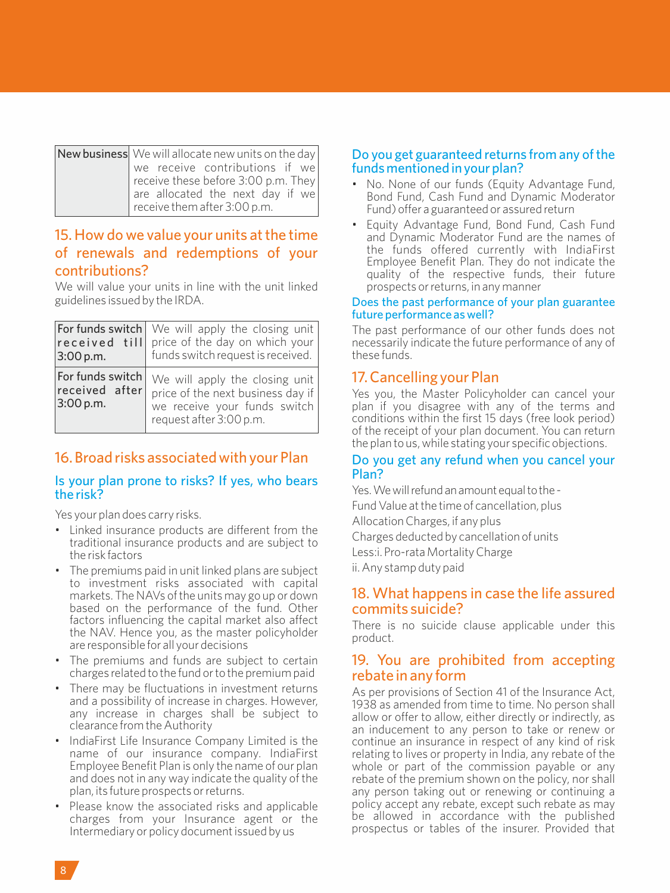| New business | We will allocate new units on the day we receive contributions if we receive these before 3:00 p.m. They are allocated the next day if we receive them after 3:00 p.m. |
|---|---|

## 15. How do we value your units at the time of renewals and redemptions of your contributions?

We will value your units in line with the unit linked guidelines issued by the IRDA.

| For funds switch received till 3:00 p.m. | We will apply the closing unit price of the day on which your funds switch request is received. |
|---|---|
| For funds switch received after 3:00 p.m. | We will apply the closing unit price of the next business day if we receive your funds switch request after 3:00 p.m. |

## 16. Broad risks associated with your Plan

### Is your plan prone to risks? If yes, who bears the risk?

Yes your plan does carry risks.

- Linked insurance products are different from the traditional insurance products and are subject to the risk factors
- The premiums paid in unit linked plans are subject to investment risks associated with capital markets. The NAVs of the units may go up or down based on the performance of the fund. Other factors influencing the capital market also affect the NAV. Hence you, as the master policyholder are responsible for all your decisions
- The premiums and funds are subject to certain charges related to the fund or to the premium paid
- There may be fluctuations in investment returns and a possibility of increase in charges. However, any increase in charges shall be subject to clearance from the Authority
- IndiaFirst Life Insurance Company Limited is the name of our insurance company. IndiaFirst Employee Benefit Plan is only the name of our plan and does not in any way indicate the quality of the plan, its future prospects or returns.
- Please know the associated risks and applicable charges from your Insurance agent or the Intermediary or policy document issued by us

### Do you get guaranteed returns from any of the funds mentioned in your plan?

- No. None of our funds (Equity Advantage Fund, Bond Fund, Cash Fund and Dynamic Moderator Fund) offer a guaranteed or assured return
- Equity Advantage Fund, Bond Fund, Cash Fund and Dynamic Moderator Fund are the names of the funds offered currently with IndiaFirst Employee Benefit Plan. They do not indicate the quality of the respective funds, their future prospects or returns, in any manner

### Does the past performance of your plan guarantee future performance as well?

The past performance of our other funds does not necessarily indicate the future performance of any of these funds.

## 17. Cancelling your Plan

Yes you, the Master Policyholder can cancel your plan if you disagree with any of the terms and conditions within the first 15 days (free look period) of the receipt of your plan document. You can return the plan to us, while stating your specific objections.

### Do you get any refund when you cancel your Plan?

Yes. We will refund an amount equal to the -

Fund Value at the time of cancellation, plus

Allocation Charges, if any plus

Charges deducted by cancellation of units

Less:i. Pro-rata Mortality Charge

ii. Any stamp duty paid

## 18. What happens in case the life assured commits suicide?

There is no suicide clause applicable under this product.

## 19. You are prohibited from accepting rebate in any form

As per provisions of Section 41 of the Insurance Act, 1938 as amended from time to time. No person shall allow or offer to allow, either directly or indirectly, as an inducement to any person to take or renew or continue an insurance in respect of any kind of risk relating to lives or property in India, any rebate of the whole or part of the commission payable or any rebate of the premium shown on the policy, nor shall any person taking out or renewing or continuing a policy accept any rebate, except such rebate as may be allowed in accordance with the published prospectus or tables of the insurer. Provided that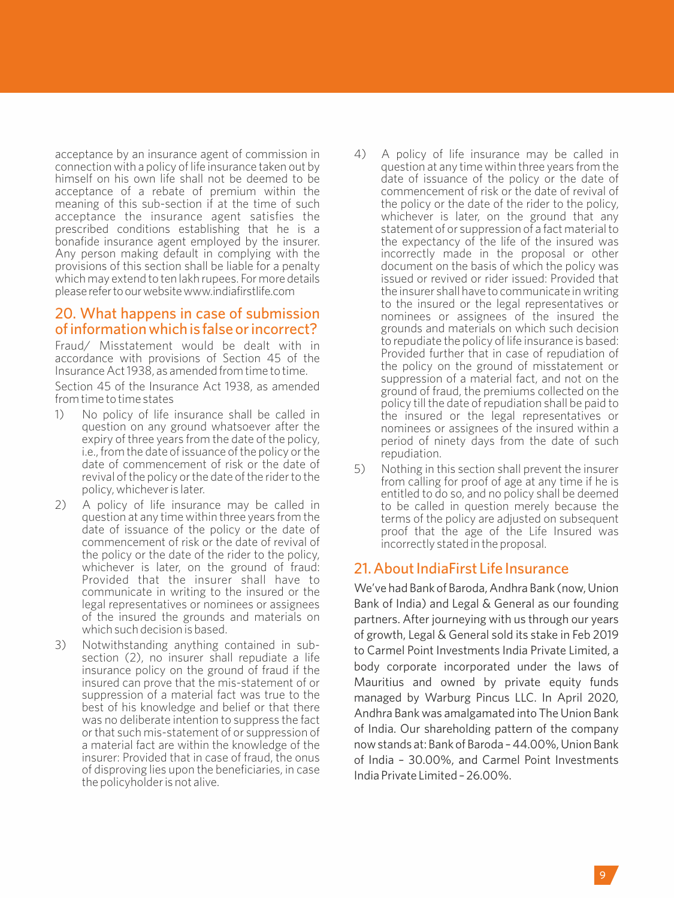acceptance by an insurance agent of commission in connection with a policy of life insurance taken out by himself on his own life shall not be deemed to be acceptance of a rebate of premium within the meaning of this sub-section if at the time of such acceptance the insurance agent satisfies the prescribed conditions establishing that he is a bonafide insurance agent employed by the insurer. Any person making default in complying with the provisions of this section shall be liable for a penalty which may extend to ten lakh rupees. For more details please refer to our website www.indiafirstlife.com

## 20. What happens in case of submission of information which is false or incorrect?

Fraud/ Misstatement would be dealt with in accordance with provisions of Section 45 of the Insurance Act 1938, as amended from time to time.

Section 45 of the Insurance Act 1938, as amended from time to time states

1) No policy of life insurance shall be called in question on any ground whatsoever after the expiry of three years from the date of the policy, i.e., from the date of issuance of the policy or the date of commencement of risk or the date of revival of the policy or the date of the rider to the policy, whichever is later.
2) A policy of life insurance may be called in question at any time within three years from the date of issuance of the policy or the date of commencement of risk or the date of revival of the policy or the date of the rider to the policy, whichever is later, on the ground of fraud: Provided that the insurer shall have to communicate in writing to the insured or the legal representatives or nominees or assignees of the insured the grounds and materials on which such decision is based.
3) Notwithstanding anything contained in sub-section (2), no insurer shall repudiate a life insurance policy on the ground of fraud if the insured can prove that the mis-statement of or suppression of a material fact was true to the best of his knowledge and belief or that there was no deliberate intention to suppress the fact or that such mis-statement of or suppression of a material fact are within the knowledge of the insurer: Provided that in case of fraud, the onus of disproving lies upon the beneficiaries, in case the policyholder is not alive.
4) A policy of life insurance may be called in question at any time within three years from the date of issuance of the policy or the date of commencement of risk or the date of revival of the policy or the date of the rider to the policy, whichever is later, on the ground that any statement of or suppression of a fact material to the expectancy of the life of the insured was incorrectly made in the proposal or other document on the basis of which the policy was issued or revived or rider issued: Provided that the insurer shall have to communicate in writing to the insured or the legal representatives or nominees or assignees of the insured the grounds and materials on which such decision to repudiate the policy of life insurance is based: Provided further that in case of repudiation of the policy on the ground of misstatement or suppression of a material fact, and not on the ground of fraud, the premiums collected on the policy till the date of repudiation shall be paid to the insured or the legal representatives or nominees or assignees of the insured within a period of ninety days from the date of such repudiation.
5) Nothing in this section shall prevent the insurer from calling for proof of age at any time if he is entitled to do so, and no policy shall be deemed to be called in question merely because the terms of the policy are adjusted on subsequent proof that the age of the Life Insured was incorrectly stated in the proposal.

## 21. About IndiaFirst Life Insurance

We've had Bank of Baroda, Andhra Bank (now, Union Bank of India) and Legal & General as our founding partners. After journeying with us through our years of growth, Legal & General sold its stake in Feb 2019 to Carmel Point Investments India Private Limited, a body corporate incorporated under the laws of Mauritius and owned by private equity funds managed by Warburg Pincus LLC. In April 2020, Andhra Bank was amalgamated into The Union Bank of India. Our shareholding pattern of the company now stands at: Bank of Baroda – 44.00%, Union Bank of India – 30.00%, and Carmel Point Investments India Private Limited – 26.00%.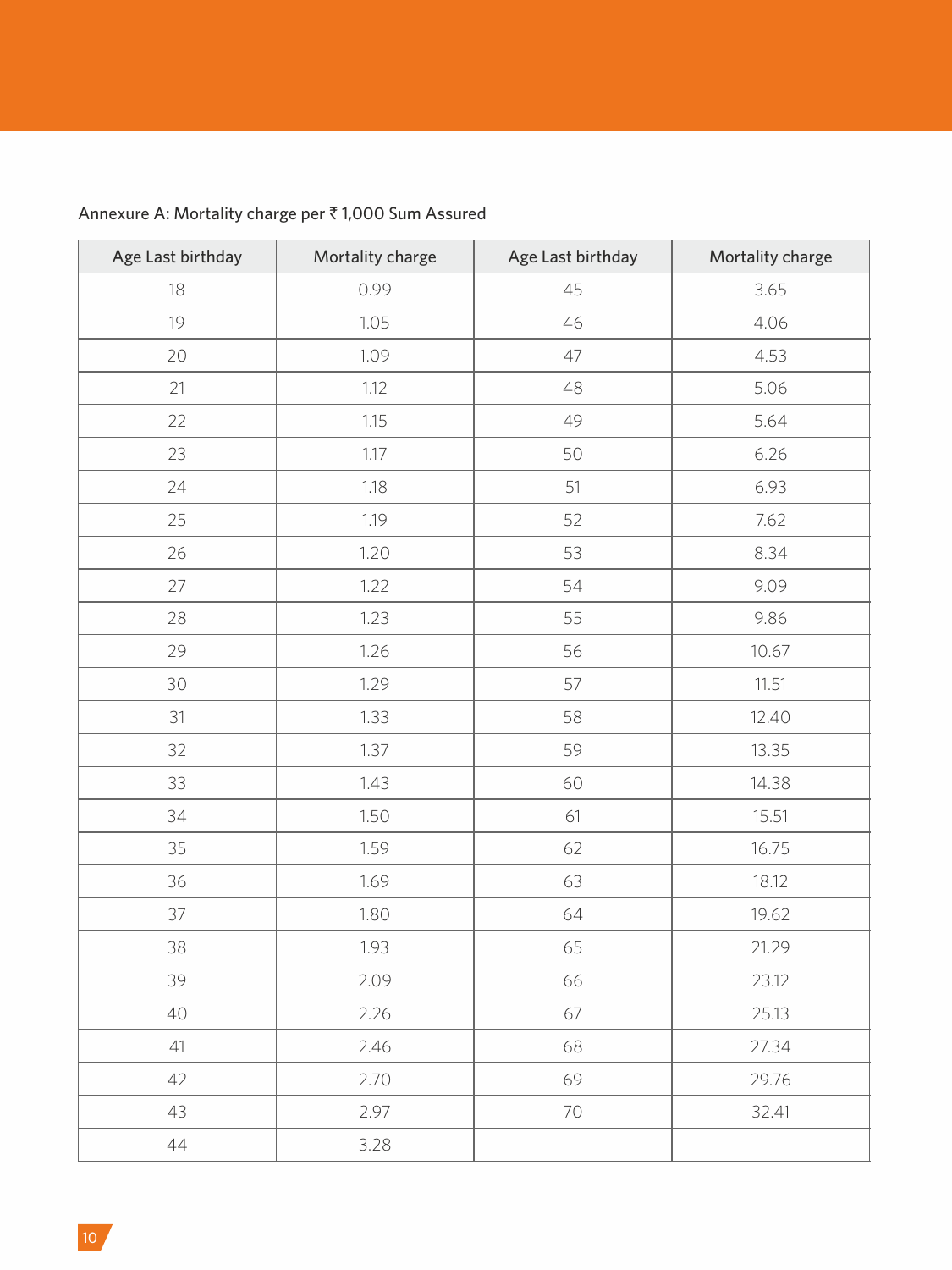Annexure A: Mortality charge per ₹ 1,000 Sum Assured

| Age Last birthday | Mortality charge | Age Last birthday | Mortality charge |
|---|---|---|---|
| 18 | 0.99 | 45 | 3.65 |
| 19 | 1.05 | 46 | 4.06 |
| 20 | 1.09 | 47 | 4.53 |
| 21 | 1.12 | 48 | 5.06 |
| 22 | 1.15 | 49 | 5.64 |
| 23 | 1.17 | 50 | 6.26 |
| 24 | 1.18 | 51 | 6.93 |
| 25 | 1.19 | 52 | 7.62 |
| 26 | 1.20 | 53 | 8.34 |
| 27 | 1.22 | 54 | 9.09 |
| 28 | 1.23 | 55 | 9.86 |
| 29 | 1.26 | 56 | 10.67 |
| 30 | 1.29 | 57 | 11.51 |
| 31 | 1.33 | 58 | 12.40 |
| 32 | 1.37 | 59 | 13.35 |
| 33 | 1.43 | 60 | 14.38 |
| 34 | 1.50 | 61 | 15.51 |
| 35 | 1.59 | 62 | 16.75 |
| 36 | 1.69 | 63 | 18.12 |
| 37 | 1.80 | 64 | 19.62 |
| 38 | 1.93 | 65 | 21.29 |
| 39 | 2.09 | 66 | 23.12 |
| 40 | 2.26 | 67 | 25.13 |
| 41 | 2.46 | 68 | 27.34 |
| 42 | 2.70 | 69 | 29.76 |
| 43 | 2.97 | 70 | 32.41 |
| 44 | 3.28 | | |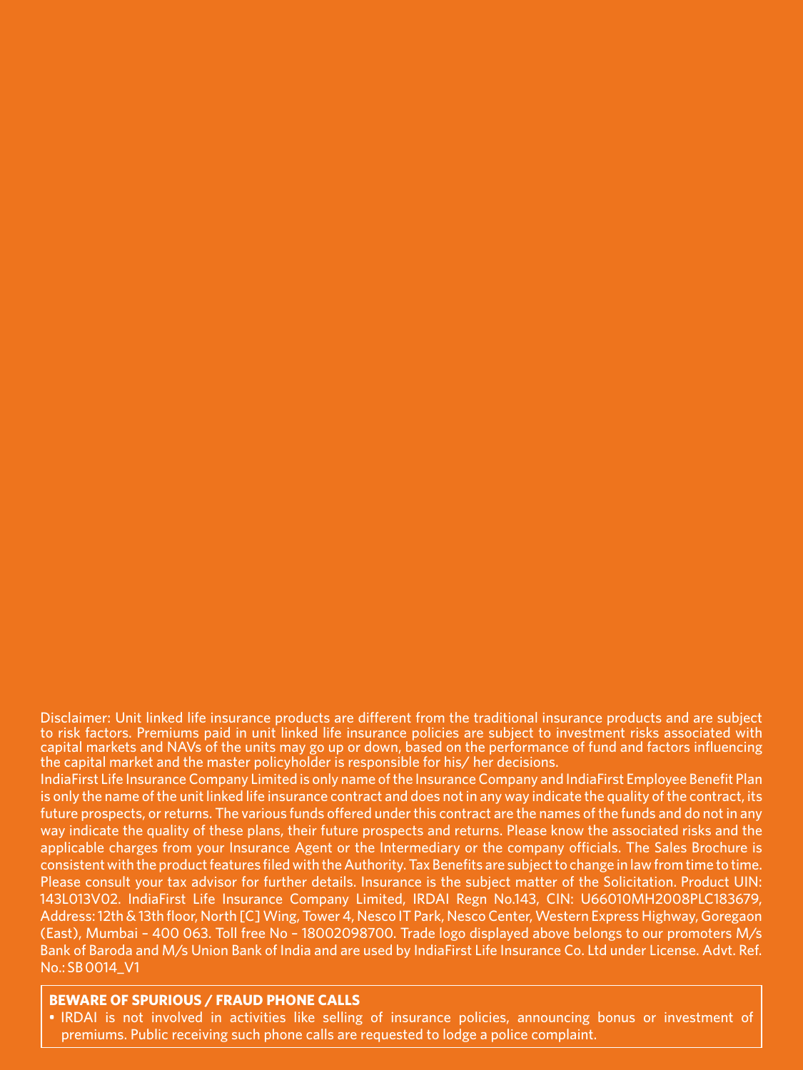Disclaimer: Unit linked life insurance products are different from the traditional insurance products and are subject to risk factors. Premiums paid in unit linked life insurance policies are subject to investment risks associated with capital markets and NAVs of the units may go up or down, based on the performance of fund and factors influencing the capital market and the master policyholder is responsible for his/ her decisions.

IndiaFirst Life Insurance Company Limited is only name of the Insurance Company and IndiaFirst Employee Benefit Plan is only the name of the unit linked life insurance contract and does not in any way indicate the quality of the contract, its future prospects, or returns. The various funds offered under this contract are the names of the funds and do not in any way indicate the quality of these plans, their future prospects and returns. Please know the associated risks and the applicable charges from your Insurance Agent or the Intermediary or the company officials. The Sales Brochure is consistent with the product features filed with the Authority. Tax Benefits are subject to change in law from time to time. Please consult your tax advisor for further details. Insurance is the subject matter of the Solicitation. Product UIN: 143L013V02. IndiaFirst Life Insurance Company Limited, IRDAI Regn No.143, CIN: U66010MH2008PLC183679, Address: 12th & 13th floor, North [C] Wing, Tower 4, Nesco IT Park, Nesco Center, Western Express Highway, Goregaon (East), Mumbai – 400 063. Toll free No – 18002098700. Trade logo displayed above belongs to our promoters M/s Bank of Baroda and M/s Union Bank of India and are used by IndiaFirst Life Insurance Co. Ltd under License. Advt. Ref. No.: SB 0014_V1

**BEWARE OF SPURIOUS / FRAUD PHONE CALLS**

- IRDAI is not involved in activities like selling of insurance policies, announcing bonus or investment of premiums. Public receiving such phone calls are requested to lodge a police complaint.